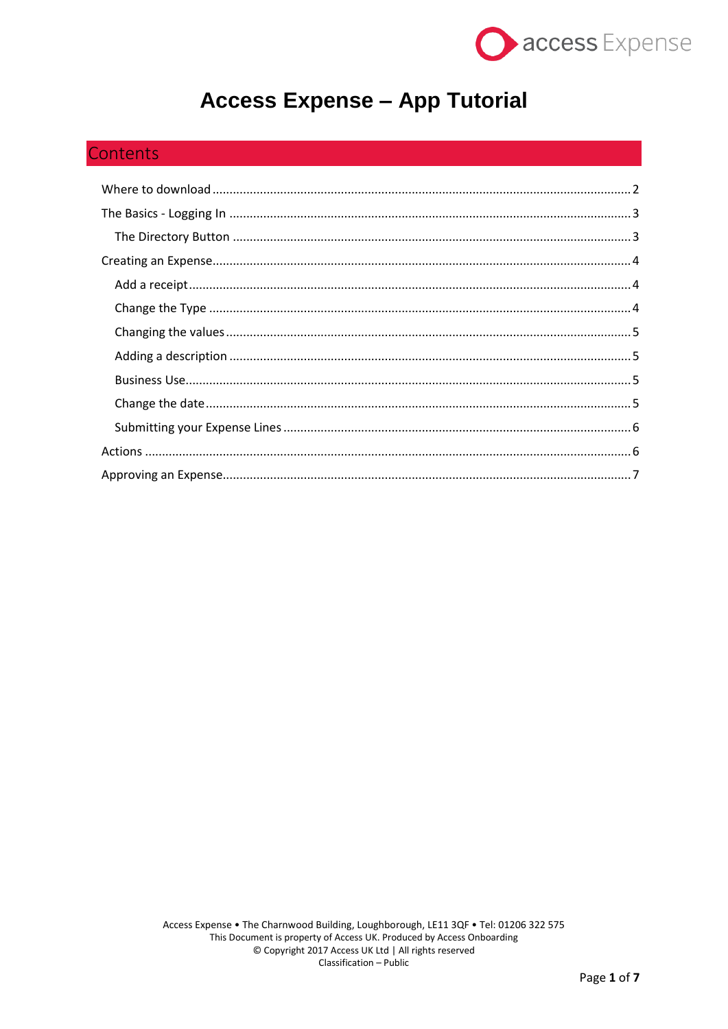# Access Expense – App Tutorial

## Contents

- Where to download ........ 2
- The Basics - Logging In ........ 3
  - The Directory Button ........ 3
- Creating an Expense ........ 4
  - Add a receipt ........ 4
  - Change the Type ........ 4
  - Changing the values ........ 5
  - Adding a description ........ 5
  - Business Use ........ 5
  - Change the date ........ 5
  - Submitting your Expense Lines ........ 6
- Actions ........ 6
- Approving an Expense ........ 7

Access Expense • The Charnwood Building, Loughborough, LE11 3QF • Tel: 01206 322 575
This Document is property of Access UK. Produced by Access Onboarding
© Copyright 2017 Access UK Ltd | All rights reserved
Classification – Public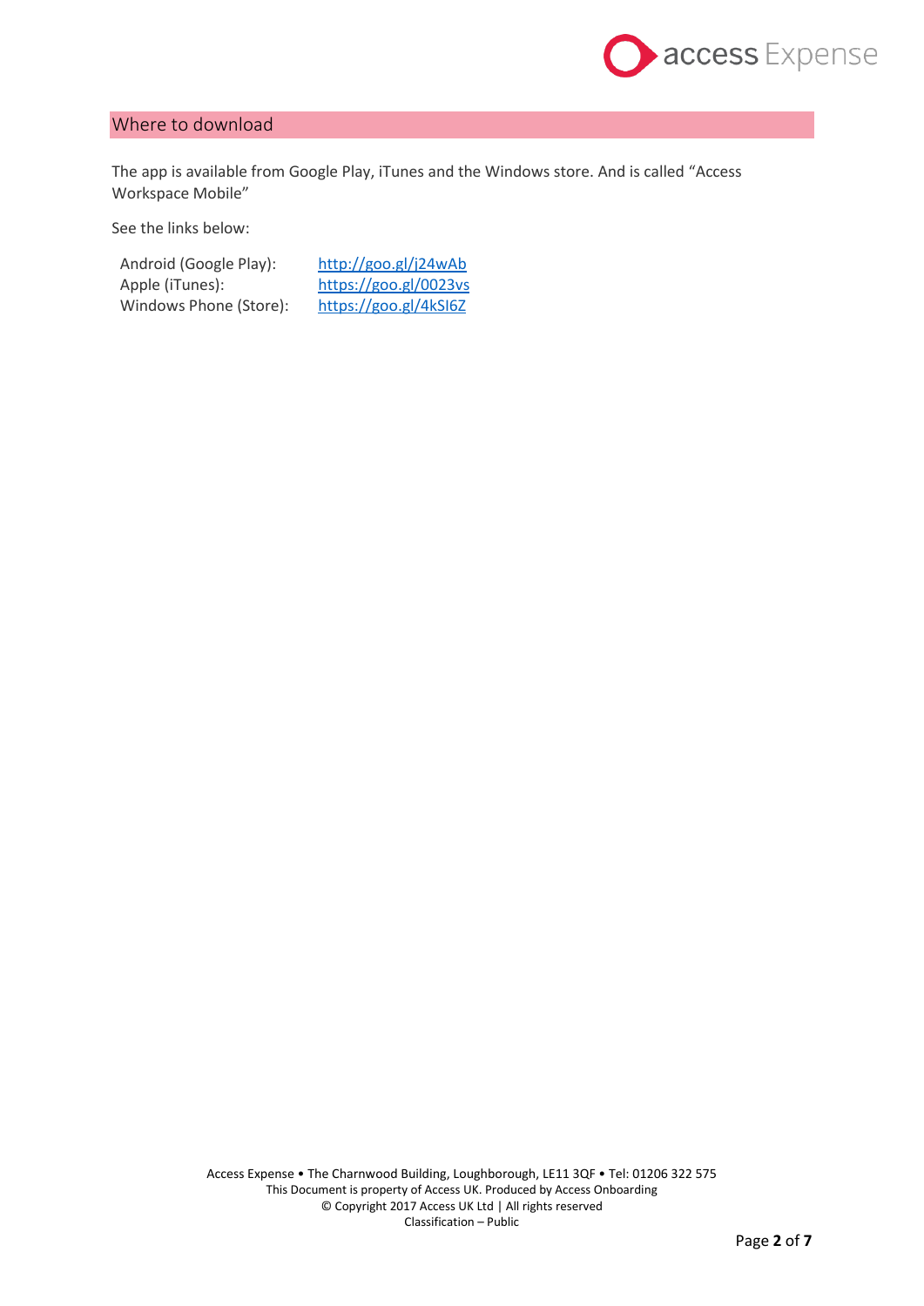## Where to download

The app is available from Google Play, iTunes and the Windows store. And is called “Access Workspace Mobile”

See the links below:

| | |
|---|---|
| Android (Google Play): | http://goo.gl/j24wAb |
| Apple (iTunes): | https://goo.gl/0023vs |
| Windows Phone (Store): | https://goo.gl/4kSI6Z |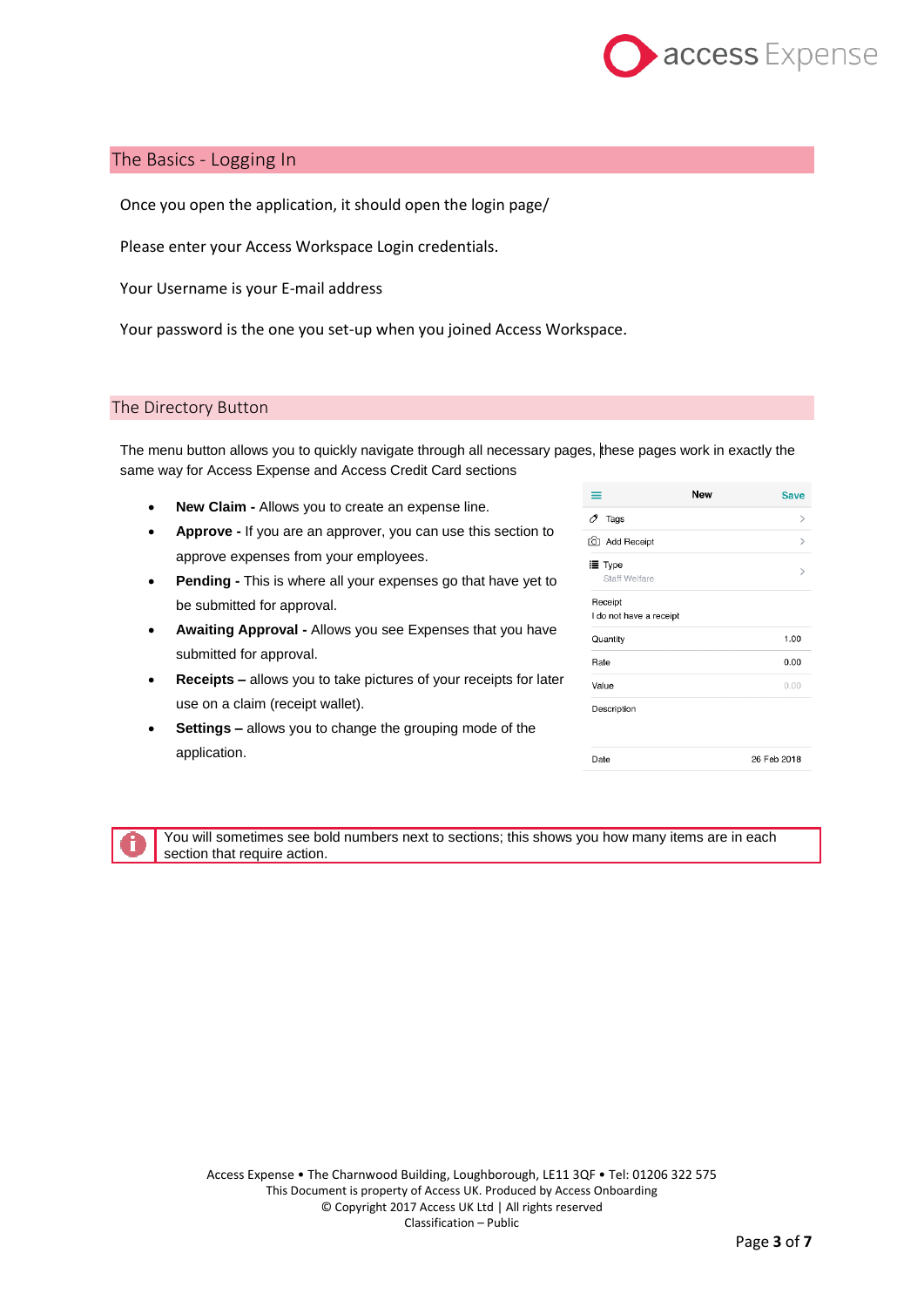## The Basics - Logging In

Once you open the application, it should open the login page/

Please enter your Access Workspace Login credentials.

Your Username is your E-mail address

Your password is the one you set-up when you joined Access Workspace.

## The Directory Button

The menu button allows you to quickly navigate through all necessary pages, these pages work in exactly the same way for Access Expense and Access Credit Card sections

- **New Claim -** Allows you to create an expense line.
- **Approve -** If you are an approver, you can use this section to approve expenses from your employees.
- **Pending -** This is where all your expenses go that have yet to be submitted for approval.
- **Awaiting Approval -** Allows you see Expenses that you have submitted for approval.
- **Receipts –** allows you to take pictures of your receipts for later use on a claim (receipt wallet).
- **Settings –** allows you to change the grouping mode of the application.

| ≡ | New | Save |
|---|---|---|
| Tags | | |
| Add Receipt | | |
| Type<br>Staff Welfare | | |
| Receipt<br>I do not have a receipt | | |
| Quantity | | 1.00 |
| Rate | | 0.00 |
| Value | | 0.00 |
| Description | | |
| Date | | 26 Feb 2018 |

> You will sometimes see bold numbers next to sections; this shows you how many items are in each section that require action.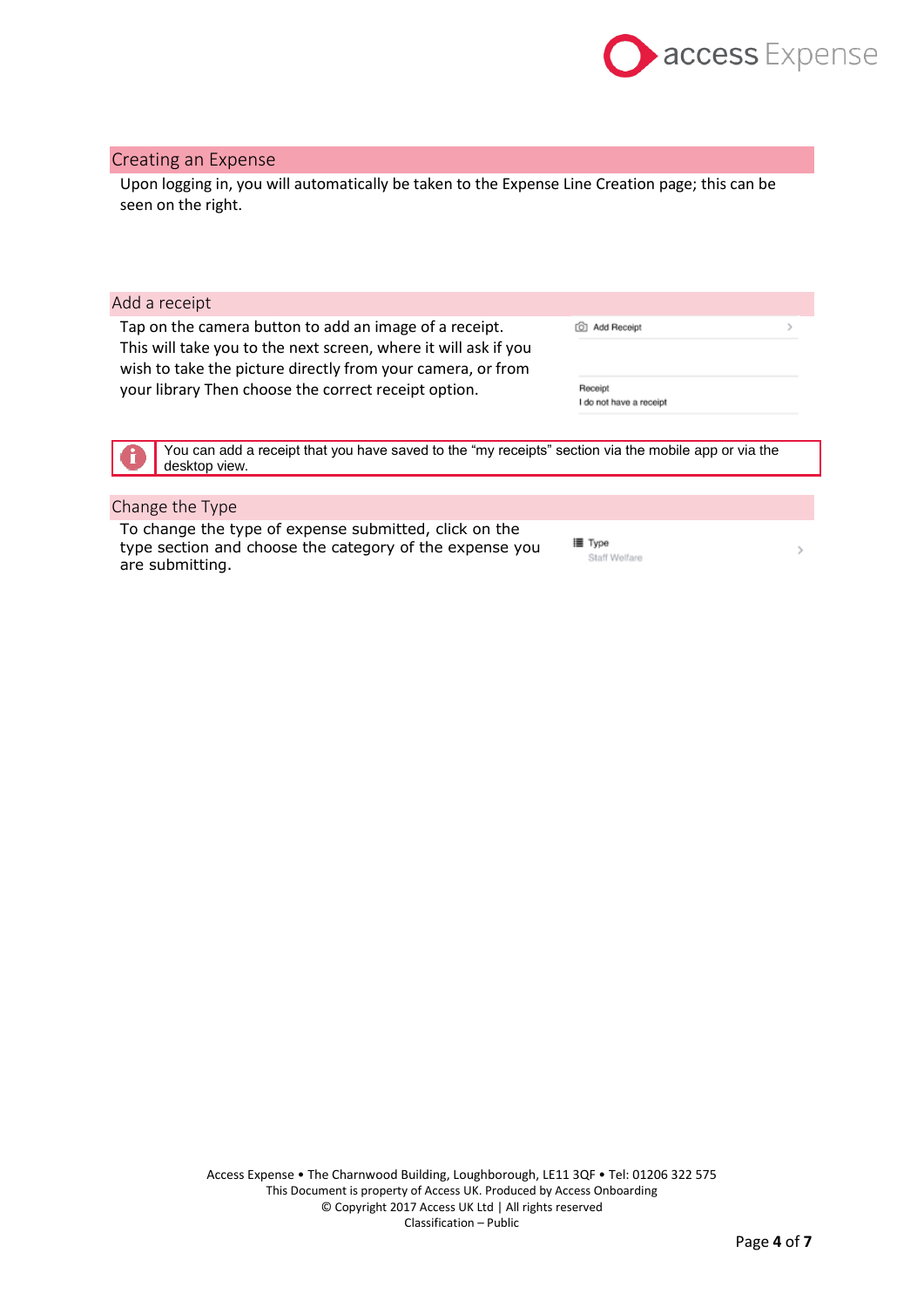## Creating an Expense

Upon logging in, you will automatically be taken to the Expense Line Creation page; this can be seen on the right.

## Add a receipt

Tap on the camera button to add an image of a receipt. This will take you to the next screen, where it will ask if you wish to take the picture directly from your camera, or from your library Then choose the correct receipt option.

Add Receipt

Receipt
I do not have a receipt

> You can add a receipt that you have saved to the "my receipts" section via the mobile app or via the desktop view.

## Change the Type

To change the type of expense submitted, click on the type section and choose the category of the expense you are submitting.

Type
Staff Welfare

Access Expense • The Charnwood Building, Loughborough, LE11 3QF • Tel: 01206 322 575
This Document is property of Access UK. Produced by Access Onboarding
© Copyright 2017 Access UK Ltd | All rights reserved
Classification – Public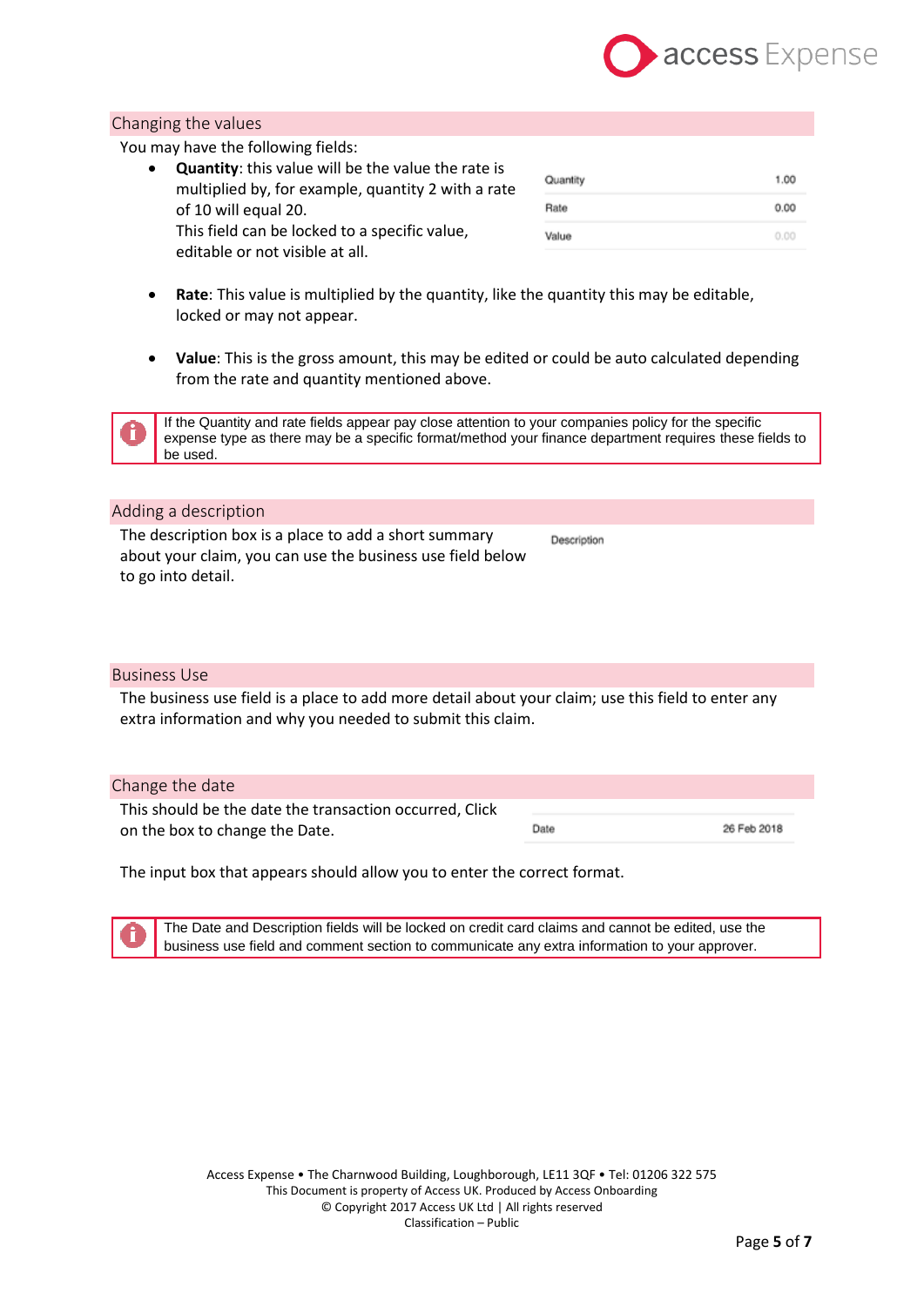## Changing the values

You may have the following fields:

- **Quantity**: this value will be the value the rate is multiplied by, for example, quantity 2 with a rate of 10 will equal 20.
  This field can be locked to a specific value, editable or not visible at all.

| Quantity | 1.00 |
|---|---|
| Rate | 0.00 |
| Value | 0.00 |

- **Rate**: This value is multiplied by the quantity, like the quantity this may be editable, locked or may not appear.

- **Value**: This is the gross amount, this may be edited or could be auto calculated depending from the rate and quantity mentioned above.

> If the Quantity and rate fields appear pay close attention to your companies policy for the specific expense type as there may be a specific format/method your finance department requires these fields to be used.

## Adding a description

The description box is a place to add a short summary about your claim, you can use the business use field below to go into detail.

Description

## Business Use

The business use field is a place to add more detail about your claim; use this field to enter any extra information and why you needed to submit this claim.

## Change the date

This should be the date the transaction occurred, Click on the box to change the Date.

| Date | 26 Feb 2018 |
|---|---|

The input box that appears should allow you to enter the correct format.

> The Date and Description fields will be locked on credit card claims and cannot be edited, use the business use field and comment section to communicate any extra information to your approver.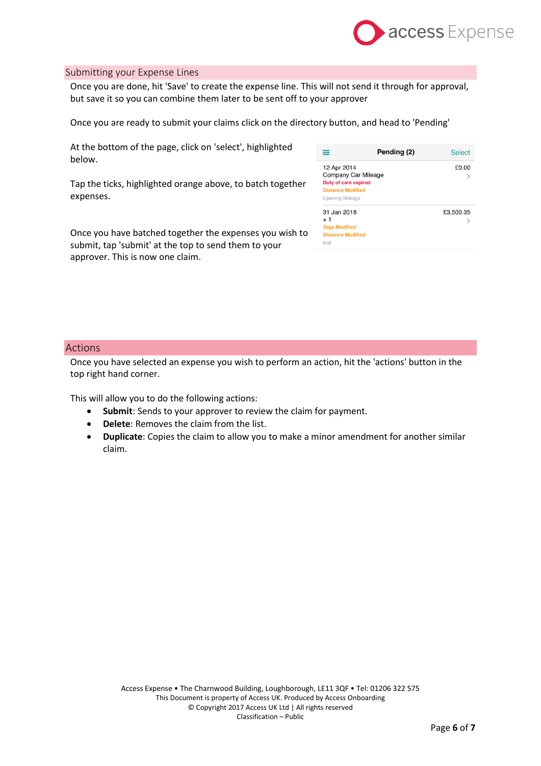## Submitting your Expense Lines

Once you are done, hit 'Save' to create the expense line. This will not send it through for approval, but save it so you can combine them later to be sent off to your approver

Once you are ready to submit your claims click on the directory button, and head to 'Pending'

At the bottom of the page, click on 'select', highlighted below.

Tap the ticks, highlighted orange above, to batch together expenses.

Once you have batched together the expenses you wish to submit, tap 'submit' at the top to send them to your approver. This is now one claim.

Pending (2) Select

12 Apr 2014
Company Car Mileage
Duty of care expired
Distance Modified
Opening Mileage
£0.00

31 Jan 2018
+ 1
Tags Modified
Distance Modified
test
£3,500.35

## Actions

Once you have selected an expense you wish to perform an action, hit the 'actions' button in the top right hand corner.

This will allow you to do the following actions:

- **Submit**: Sends to your approver to review the claim for payment.
- **Delete**: Removes the claim from the list.
- **Duplicate**: Copies the claim to allow you to make a minor amendment for another similar claim.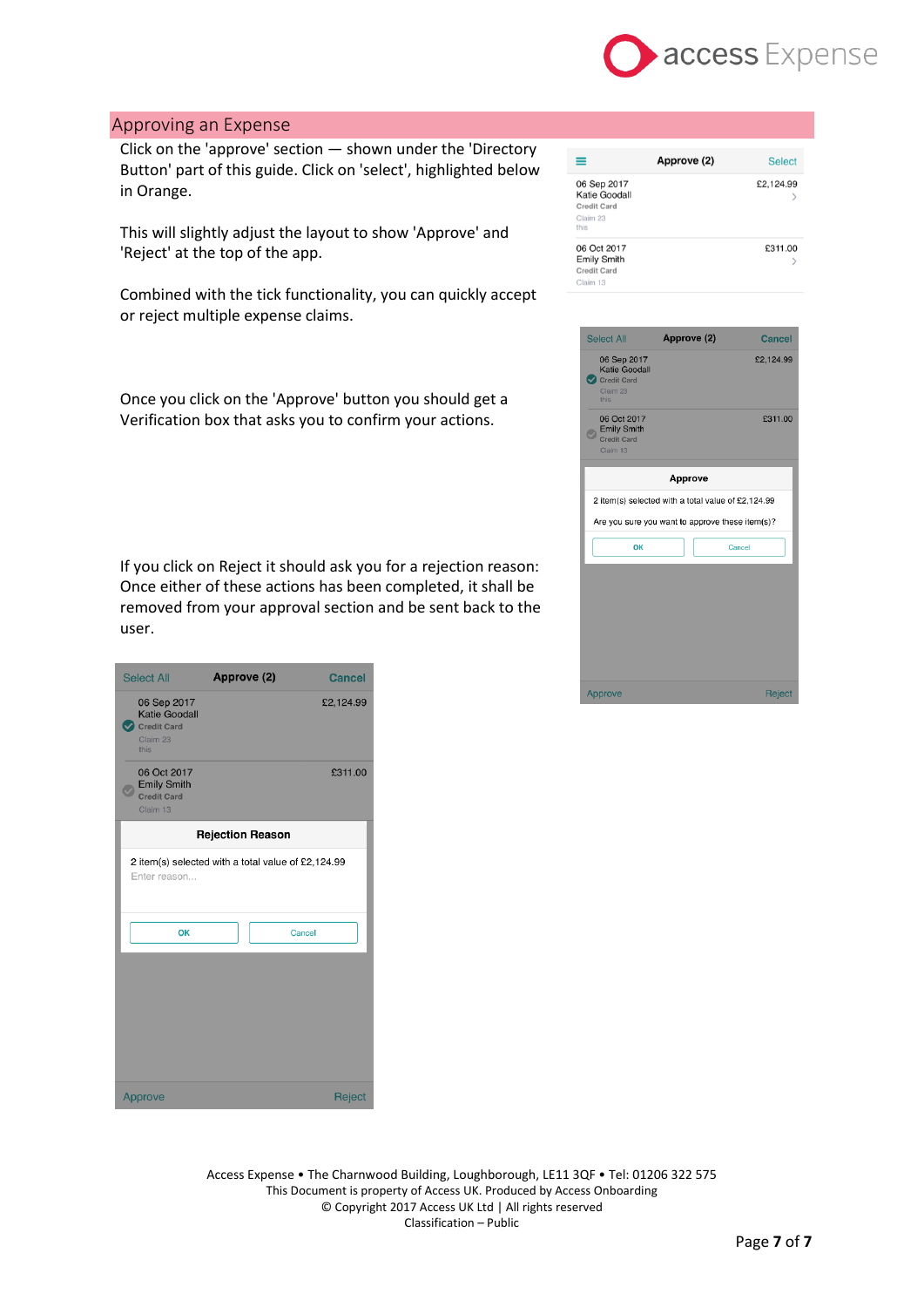## Approving an Expense

Click on the 'approve' section — shown under the 'Directory Button' part of this guide. Click on 'select', highlighted below in Orange.

This will slightly adjust the layout to show 'Approve' and 'Reject' at the top of the app.

Combined with the tick functionality, you can quickly accept or reject multiple expense claims.

Once you click on the 'Approve' button you should get a Verification box that asks you to confirm your actions.

If you click on Reject it should ask you for a rejection reason: Once either of these actions has been completed, it shall be removed from your approval section and be sent back to the user.